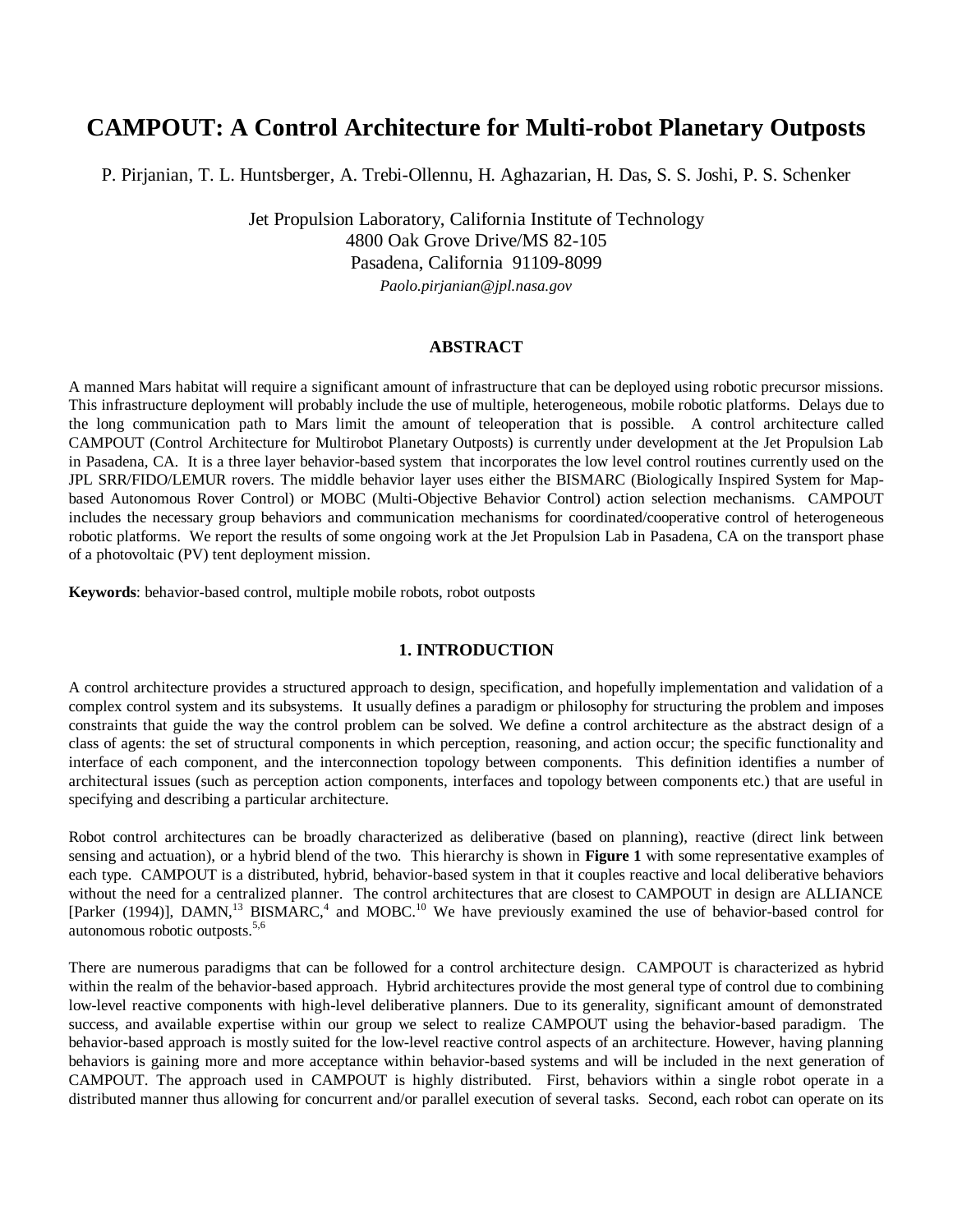# CAMPOUT: A Control Architecture for Multi-robot Planetary Outposts

P. Pirjanian, T. L. Huntsberger, A. Trebi-Ollennu, H. Aghazarian, H. Das, S. S. Joshi, P. S. Schenker

Jet Propulsion Laboratory, California Institute of Technology
4800 Oak Grove Drive/MS 82-105
Pasadena, California 91109-8099
*Paolo.pirjanian@jpl.nasa.gov*

## ABSTRACT

A manned Mars habitat will require a significant amount of infrastructure that can be deployed using robotic precursor missions. This infrastructure deployment will probably include the use of multiple, heterogeneous, mobile robotic platforms. Delays due to the long communication path to Mars limit the amount of teleoperation that is possible. A control architecture called CAMPOUT (Control Architecture for Multirobot Planetary Outposts) is currently under development at the Jet Propulsion Lab in Pasadena, CA. It is a three layer behavior-based system that incorporates the low level control routines currently used on the JPL SRR/FIDO/LEMUR rovers. The middle behavior layer uses either the BISMARC (Biologically Inspired System for Map-based Autonomous Rover Control) or MOBC (Multi-Objective Behavior Control) action selection mechanisms. CAMPOUT includes the necessary group behaviors and communication mechanisms for coordinated/cooperative control of heterogeneous robotic platforms. We report the results of some ongoing work at the Jet Propulsion Lab in Pasadena, CA on the transport phase of a photovoltaic (PV) tent deployment mission.

**Keywords**: behavior-based control, multiple mobile robots, robot outposts

## 1. INTRODUCTION

A control architecture provides a structured approach to design, specification, and hopefully implementation and validation of a complex control system and its subsystems. It usually defines a paradigm or philosophy for structuring the problem and imposes constraints that guide the way the control problem can be solved. We define a control architecture as the abstract design of a class of agents: the set of structural components in which perception, reasoning, and action occur; the specific functionality and interface of each component, and the interconnection topology between components. This definition identifies a number of architectural issues (such as perception action components, interfaces and topology between components etc.) that are useful in specifying and describing a particular architecture.

Robot control architectures can be broadly characterized as deliberative (based on planning), reactive (direct link between sensing and actuation), or a hybrid blend of the two. This hierarchy is shown in **Figure 1** with some representative examples of each type. CAMPOUT is a distributed, hybrid, behavior-based system in that it couples reactive and local deliberative behaviors without the need for a centralized planner. The control architectures that are closest to CAMPOUT in design are ALLIANCE [Parker (1994)], DAMN,[13] BISMARC,[4] and MOBC.[10] We have previously examined the use of behavior-based control for autonomous robotic outposts.[5,6]

There are numerous paradigms that can be followed for a control architecture design. CAMPOUT is characterized as hybrid within the realm of the behavior-based approach. Hybrid architectures provide the most general type of control due to combining low-level reactive components with high-level deliberative planners. Due to its generality, significant amount of demonstrated success, and available expertise within our group we select to realize CAMPOUT using the behavior-based paradigm. The behavior-based approach is mostly suited for the low-level reactive control aspects of an architecture. However, having planning behaviors is gaining more and more acceptance within behavior-based systems and will be included in the next generation of CAMPOUT. The approach used in CAMPOUT is highly distributed. First, behaviors within a single robot operate in a distributed manner thus allowing for concurrent and/or parallel execution of several tasks. Second, each robot can operate on its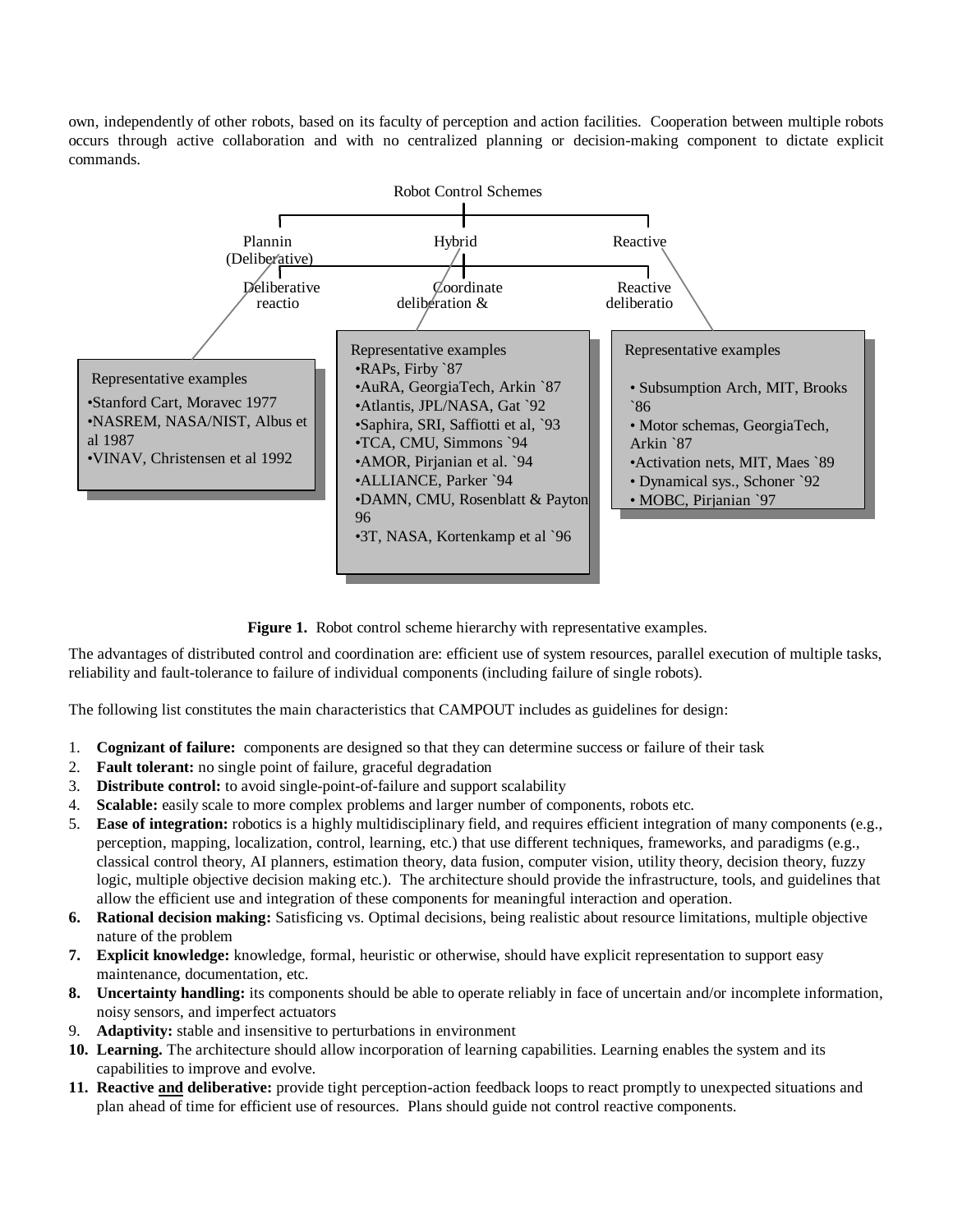own, independently of other robots, based on its faculty of perception and action facilities. Cooperation between multiple robots occurs through active collaboration and with no centralized planning or decision-making component to dictate explicit commands.

Robot Control Schemes

Plannin (Deliberative) | Hybrid | Reactive

Deliberative reactio | Coordinate deliberation & | Reactive deliberatio

Representative examples
- Stanford Cart, Moravec 1977
- NASREM, NASA/NIST, Albus et al 1987
- VINAV, Christensen et al 1992

Representative examples
- RAPs, Firby `87
- AuRA, GeorgiaTech, Arkin `87
- Atlantis, JPL/NASA, Gat `92
- Saphira, SRI, Saffiotti et al, `93
- TCA, CMU, Simmons `94
- AMOR, Pirjanian et al. `94
- ALLIANCE, Parker `94
- DAMN, CMU, Rosenblatt & Payton 96
- 3T, NASA, Kortenkamp et al `96

Representative examples
- Subsumption Arch, MIT, Brooks `86
- Motor schemas, GeorgiaTech, Arkin `87
- Activation nets, MIT, Maes `89
- Dynamical sys., Schoner `92
- MOBC, Pirjanian `97

**Figure 1.** Robot control scheme hierarchy with representative examples.

The advantages of distributed control and coordination are: efficient use of system resources, parallel execution of multiple tasks, reliability and fault-tolerance to failure of individual components (including failure of single robots).

The following list constitutes the main characteristics that CAMPOUT includes as guidelines for design:

1. **Cognizant of failure:** components are designed so that they can determine success or failure of their task
2. **Fault tolerant:** no single point of failure, graceful degradation
3. **Distribute control:** to avoid single-point-of-failure and support scalability
4. **Scalable:** easily scale to more complex problems and larger number of components, robots etc.
5. **Ease of integration:** robotics is a highly multidisciplinary field, and requires efficient integration of many components (e.g., perception, mapping, localization, control, learning, etc.) that use different techniques, frameworks, and paradigms (e.g., classical control theory, AI planners, estimation theory, data fusion, computer vision, utility theory, decision theory, fuzzy logic, multiple objective decision making etc.). The architecture should provide the infrastructure, tools, and guidelines that allow the efficient use and integration of these components for meaningful interaction and operation.
6. **Rational decision making:** Satisficing vs. Optimal decisions, being realistic about resource limitations, multiple objective nature of the problem
7. **Explicit knowledge:** knowledge, formal, heuristic or otherwise, should have explicit representation to support easy maintenance, documentation, etc.
8. **Uncertainty handling:** its components should be able to operate reliably in face of uncertain and/or incomplete information, noisy sensors, and imperfect actuators
9. **Adaptivity:** stable and insensitive to perturbations in environment
10. **Learning.** The architecture should allow incorporation of learning capabilities. Learning enables the system and its capabilities to improve and evolve.
11. **Reactive <u>and</u> deliberative:** provide tight perception-action feedback loops to react promptly to unexpected situations and plan ahead of time for efficient use of resources. Plans should guide not control reactive components.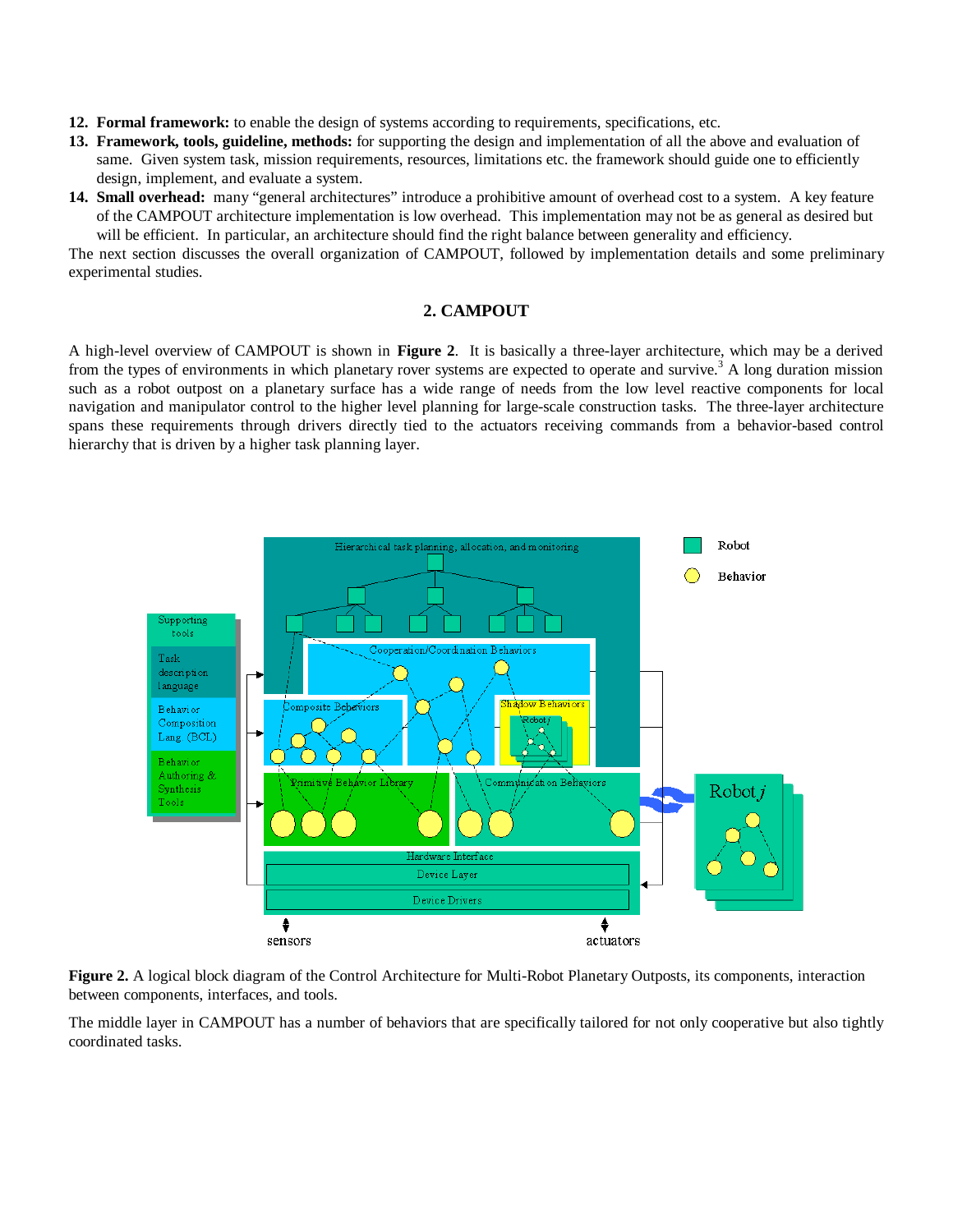12. **Formal framework:** to enable the design of systems according to requirements, specifications, etc.
13. **Framework, tools, guideline, methods:** for supporting the design and implementation of all the above and evaluation of same. Given system task, mission requirements, resources, limitations etc. the framework should guide one to efficiently design, implement, and evaluate a system.
14. **Small overhead:** many "general architectures" introduce a prohibitive amount of overhead cost to a system. A key feature of the CAMPOUT architecture implementation is low overhead. This implementation may not be as general as desired but will be efficient. In particular, an architecture should find the right balance between generality and efficiency.

The next section discusses the overall organization of CAMPOUT, followed by implementation details and some preliminary experimental studies.

## 2. CAMPOUT

A high-level overview of CAMPOUT is shown in **Figure 2**. It is basically a three-layer architecture, which may be a derived from the types of environments in which planetary rover systems are expected to operate and survive.[3] A long duration mission such as a robot outpost on a planetary surface has a wide range of needs from the low level reactive components for local navigation and manipulator control to the higher level planning for large-scale construction tasks. The three-layer architecture spans these requirements through drivers directly tied to the actuators receiving commands from a behavior-based control hierarchy that is driven by a higher task planning layer.

**Figure 2.** A logical block diagram of the Control Architecture for Multi-Robot Planetary Outposts, its components, interaction between components, interfaces, and tools.

The middle layer in CAMPOUT has a number of behaviors that are specifically tailored for not only cooperative but also tightly coordinated tasks.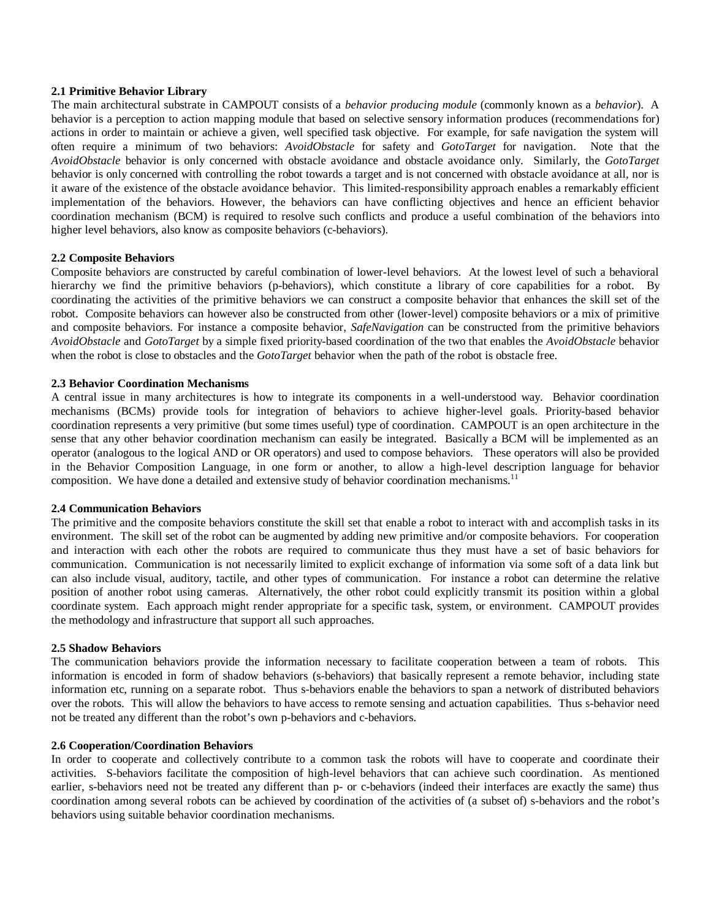**2.1 Primitive Behavior Library**

The main architectural substrate in CAMPOUT consists of a *behavior producing module* (commonly known as a *behavior*). A behavior is a perception to action mapping module that based on selective sensory information produces (recommendations for) actions in order to maintain or achieve a given, well specified task objective. For example, for safe navigation the system will often require a minimum of two behaviors: *AvoidObstacle* for safety and *GotoTarget* for navigation. Note that the *AvoidObstacle* behavior is only concerned with obstacle avoidance and obstacle avoidance only. Similarly, the *GotoTarget* behavior is only concerned with controlling the robot towards a target and is not concerned with obstacle avoidance at all, nor is it aware of the existence of the obstacle avoidance behavior. This limited-responsibility approach enables a remarkably efficient implementation of the behaviors. However, the behaviors can have conflicting objectives and hence an efficient behavior coordination mechanism (BCM) is required to resolve such conflicts and produce a useful combination of the behaviors into higher level behaviors, also know as composite behaviors (c-behaviors).

**2.2 Composite Behaviors**

Composite behaviors are constructed by careful combination of lower-level behaviors. At the lowest level of such a behavioral hierarchy we find the primitive behaviors (p-behaviors), which constitute a library of core capabilities for a robot. By coordinating the activities of the primitive behaviors we can construct a composite behavior that enhances the skill set of the robot. Composite behaviors can however also be constructed from other (lower-level) composite behaviors or a mix of primitive and composite behaviors. For instance a composite behavior, *SafeNavigation* can be constructed from the primitive behaviors *AvoidObstacle* and *GotoTarget* by a simple fixed priority-based coordination of the two that enables the *AvoidObstacle* behavior when the robot is close to obstacles and the *GotoTarget* behavior when the path of the robot is obstacle free.

**2.3 Behavior Coordination Mechanisms**

A central issue in many architectures is how to integrate its components in a well-understood way. Behavior coordination mechanisms (BCMs) provide tools for integration of behaviors to achieve higher-level goals. Priority-based behavior coordination represents a very primitive (but some times useful) type of coordination. CAMPOUT is an open architecture in the sense that any other behavior coordination mechanism can easily be integrated. Basically a BCM will be implemented as an operator (analogous to the logical AND or OR operators) and used to compose behaviors. These operators will also be provided in the Behavior Composition Language, in one form or another, to allow a high-level description language for behavior composition. We have done a detailed and extensive study of behavior coordination mechanisms.[11]

**2.4 Communication Behaviors**

The primitive and the composite behaviors constitute the skill set that enable a robot to interact with and accomplish tasks in its environment. The skill set of the robot can be augmented by adding new primitive and/or composite behaviors. For cooperation and interaction with each other the robots are required to communicate thus they must have a set of basic behaviors for communication. Communication is not necessarily limited to explicit exchange of information via some soft of a data link but can also include visual, auditory, tactile, and other types of communication. For instance a robot can determine the relative position of another robot using cameras. Alternatively, the other robot could explicitly transmit its position within a global coordinate system. Each approach might render appropriate for a specific task, system, or environment. CAMPOUT provides the methodology and infrastructure that support all such approaches.

**2.5 Shadow Behaviors**

The communication behaviors provide the information necessary to facilitate cooperation between a team of robots. This information is encoded in form of shadow behaviors (s-behaviors) that basically represent a remote behavior, including state information etc, running on a separate robot. Thus s-behaviors enable the behaviors to span a network of distributed behaviors over the robots. This will allow the behaviors to have access to remote sensing and actuation capabilities. Thus s-behavior need not be treated any different than the robot's own p-behaviors and c-behaviors.

**2.6 Cooperation/Coordination Behaviors**

In order to cooperate and collectively contribute to a common task the robots will have to cooperate and coordinate their activities. S-behaviors facilitate the composition of high-level behaviors that can achieve such coordination. As mentioned earlier, s-behaviors need not be treated any different than p- or c-behaviors (indeed their interfaces are exactly the same) thus coordination among several robots can be achieved by coordination of the activities of (a subset of) s-behaviors and the robot's behaviors using suitable behavior coordination mechanisms.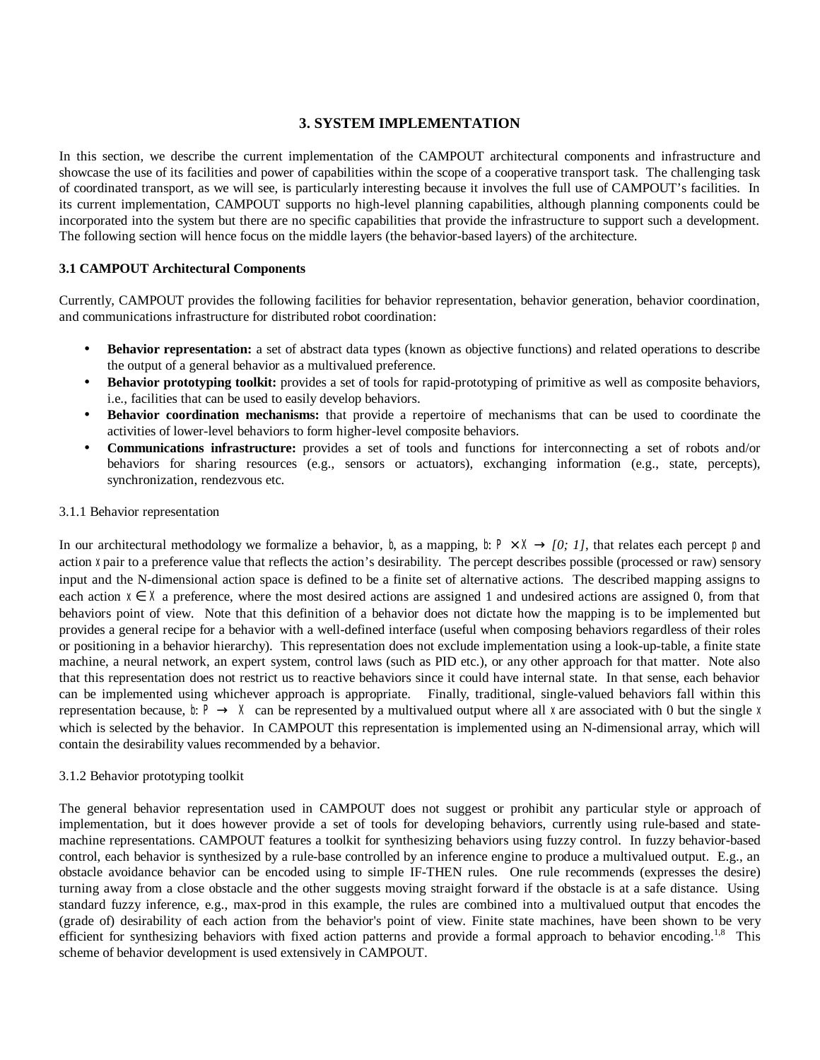## 3. SYSTEM IMPLEMENTATION

In this section, we describe the current implementation of the CAMPOUT architectural components and infrastructure and showcase the use of its facilities and power of capabilities within the scope of a cooperative transport task. The challenging task of coordinated transport, as we will see, is particularly interesting because it involves the full use of CAMPOUT's facilities. In its current implementation, CAMPOUT supports no high-level planning capabilities, although planning components could be incorporated into the system but there are no specific capabilities that provide the infrastructure to support such a development. The following section will hence focus on the middle layers (the behavior-based layers) of the architecture.

### 3.1 CAMPOUT Architectural Components

Currently, CAMPOUT provides the following facilities for behavior representation, behavior generation, behavior coordination, and communications infrastructure for distributed robot coordination:

- **Behavior representation:** a set of abstract data types (known as objective functions) and related operations to describe the output of a general behavior as a multivalued preference.
- **Behavior prototyping toolkit:** provides a set of tools for rapid-prototyping of primitive as well as composite behaviors, i.e., facilities that can be used to easily develop behaviors.
- **Behavior coordination mechanisms:** that provide a repertoire of mechanisms that can be used to coordinate the activities of lower-level behaviors to form higher-level composite behaviors.
- **Communications infrastructure:** provides a set of tools and functions for interconnecting a set of robots and/or behaviors for sharing resources (e.g., sensors or actuators), exchanging information (e.g., state, percepts), synchronization, rendezvous etc.

3.1.1 Behavior representation

In our architectural methodology we formalize a behavior, $b$, as a mapping, $b: P \times X \rightarrow [0; 1]$, that relates each percept $p$ and action $x$ pair to a preference value that reflects the action's desirability. The percept describes possible (processed or raw) sensory input and the N-dimensional action space is defined to be a finite set of alternative actions. The described mapping assigns to each action $x \in X$ a preference, where the most desired actions are assigned 1 and undesired actions are assigned 0, from that behaviors point of view. Note that this definition of a behavior does not dictate how the mapping is to be implemented but provides a general recipe for a behavior with a well-defined interface (useful when composing behaviors regardless of their roles or positioning in a behavior hierarchy). This representation does not exclude implementation using a look-up-table, a finite state machine, a neural network, an expert system, control laws (such as PID etc.), or any other approach for that matter. Note also that this representation does not restrict us to reactive behaviors since it could have internal state. In that sense, each behavior can be implemented using whichever approach is appropriate. Finally, traditional, single-valued behaviors fall within this representation because, $b: P \rightarrow X$ can be represented by a multivalued output where all $x$ are associated with 0 but the single $x$ which is selected by the behavior. In CAMPOUT this representation is implemented using an N-dimensional array, which will contain the desirability values recommended by a behavior.

3.1.2 Behavior prototyping toolkit

The general behavior representation used in CAMPOUT does not suggest or prohibit any particular style or approach of implementation, but it does however provide a set of tools for developing behaviors, currently using rule-based and state-machine representations. CAMPOUT features a toolkit for synthesizing behaviors using fuzzy control. In fuzzy behavior-based control, each behavior is synthesized by a rule-base controlled by an inference engine to produce a multivalued output. E.g., an obstacle avoidance behavior can be encoded using to simple IF-THEN rules. One rule recommends (expresses the desire) turning away from a close obstacle and the other suggests moving straight forward if the obstacle is at a safe distance. Using standard fuzzy inference, e.g., max-prod in this example, the rules are combined into a multivalued output that encodes the (grade of) desirability of each action from the behavior's point of view. Finite state machines, have been shown to be very efficient for synthesizing behaviors with fixed action patterns and provide a formal approach to behavior encoding.[1,8] This scheme of behavior development is used extensively in CAMPOUT.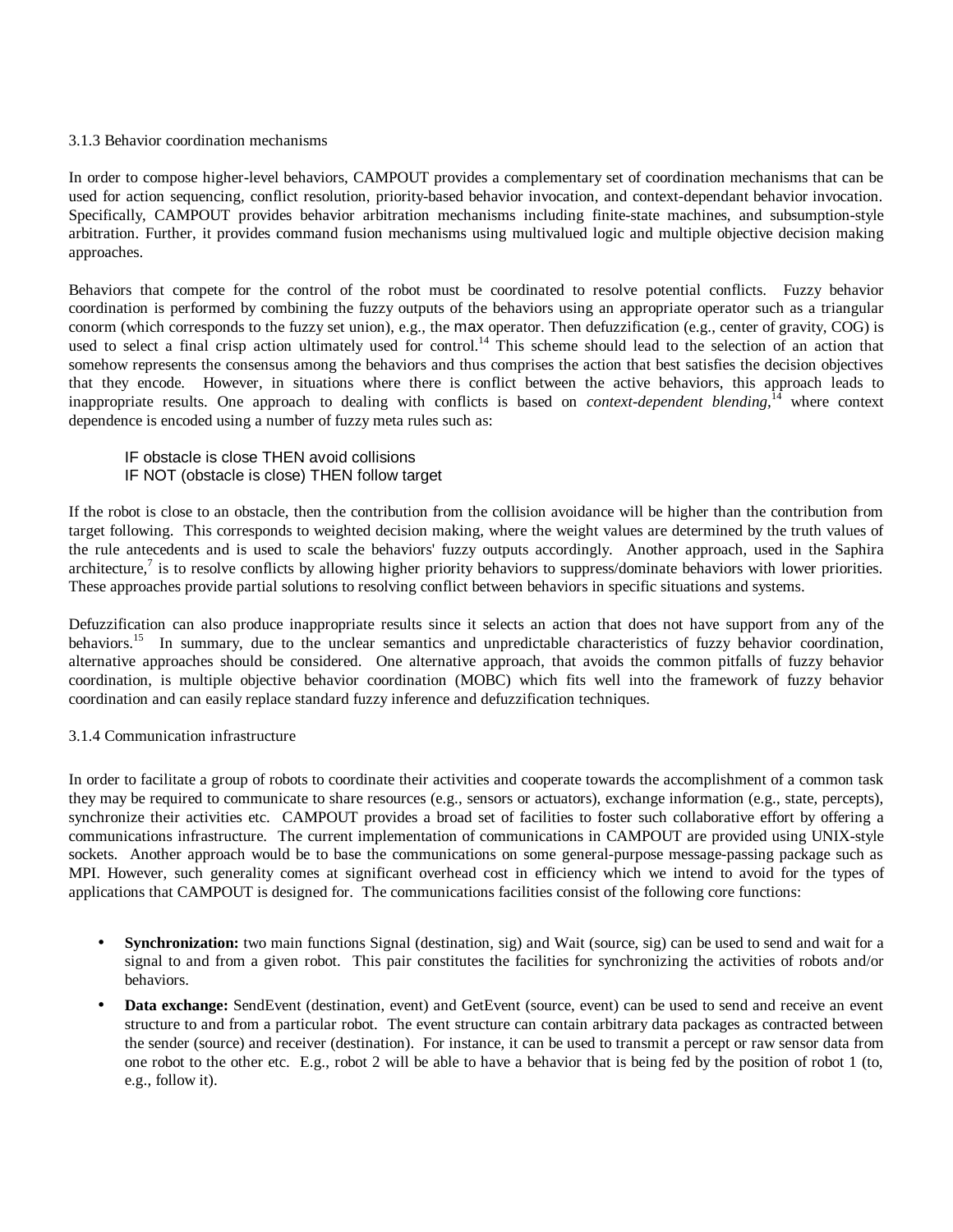### 3.1.3 Behavior coordination mechanisms

In order to compose higher-level behaviors, CAMPOUT provides a complementary set of coordination mechanisms that can be used for action sequencing, conflict resolution, priority-based behavior invocation, and context-dependant behavior invocation. Specifically, CAMPOUT provides behavior arbitration mechanisms including finite-state machines, and subsumption-style arbitration. Further, it provides command fusion mechanisms using multivalued logic and multiple objective decision making approaches.

Behaviors that compete for the control of the robot must be coordinated to resolve potential conflicts. Fuzzy behavior coordination is performed by combining the fuzzy outputs of the behaviors using an appropriate operator such as a triangular conorm (which corresponds to the fuzzy set union), e.g., the max operator. Then defuzzification (e.g., center of gravity, COG) is used to select a final crisp action ultimately used for control.[14] This scheme should lead to the selection of an action that somehow represents the consensus among the behaviors and thus comprises the action that best satisfies the decision objectives that they encode. However, in situations where there is conflict between the active behaviors, this approach leads to inappropriate results. One approach to dealing with conflicts is based on *context-dependent blending*,[14] where context dependence is encoded using a number of fuzzy meta rules such as:

IF obstacle is close THEN avoid collisions
IF NOT (obstacle is close) THEN follow target

If the robot is close to an obstacle, then the contribution from the collision avoidance will be higher than the contribution from target following. This corresponds to weighted decision making, where the weight values are determined by the truth values of the rule antecedents and is used to scale the behaviors' fuzzy outputs accordingly. Another approach, used in the Saphira architecture,[7] is to resolve conflicts by allowing higher priority behaviors to suppress/dominate behaviors with lower priorities. These approaches provide partial solutions to resolving conflict between behaviors in specific situations and systems.

Defuzzification can also produce inappropriate results since it selects an action that does not have support from any of the behaviors.[15] In summary, due to the unclear semantics and unpredictable characteristics of fuzzy behavior coordination, alternative approaches should be considered. One alternative approach, that avoids the common pitfalls of fuzzy behavior coordination, is multiple objective behavior coordination (MOBC) which fits well into the framework of fuzzy behavior coordination and can easily replace standard fuzzy inference and defuzzification techniques.

### 3.1.4 Communication infrastructure

In order to facilitate a group of robots to coordinate their activities and cooperate towards the accomplishment of a common task they may be required to communicate to share resources (e.g., sensors or actuators), exchange information (e.g., state, percepts), synchronize their activities etc. CAMPOUT provides a broad set of facilities to foster such collaborative effort by offering a communications infrastructure. The current implementation of communications in CAMPOUT are provided using UNIX-style sockets. Another approach would be to base the communications on some general-purpose message-passing package such as MPI. However, such generality comes at significant overhead cost in efficiency which we intend to avoid for the types of applications that CAMPOUT is designed for. The communications facilities consist of the following core functions:

- **Synchronization:** two main functions Signal (destination, sig) and Wait (source, sig) can be used to send and wait for a signal to and from a given robot. This pair constitutes the facilities for synchronizing the activities of robots and/or behaviors.
- **Data exchange:** SendEvent (destination, event) and GetEvent (source, event) can be used to send and receive an event structure to and from a particular robot. The event structure can contain arbitrary data packages as contracted between the sender (source) and receiver (destination). For instance, it can be used to transmit a percept or raw sensor data from one robot to the other etc. E.g., robot 2 will be able to have a behavior that is being fed by the position of robot 1 (to, e.g., follow it).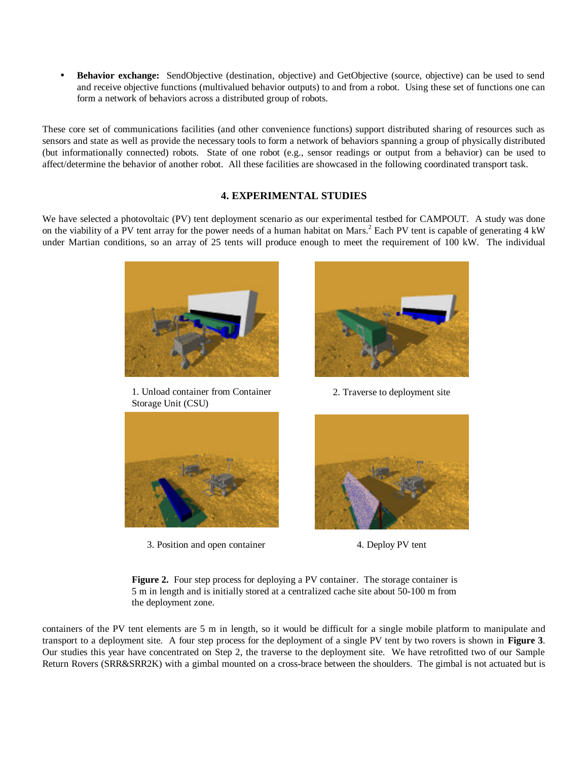- **Behavior exchange:** SendObjective (destination, objective) and GetObjective (source, objective) can be used to send and receive objective functions (multivalued behavior outputs) to and from a robot. Using these set of functions one can form a network of behaviors across a distributed group of robots.

These core set of communications facilities (and other convenience functions) support distributed sharing of resources such as sensors and state as well as provide the necessary tools to form a network of behaviors spanning a group of physically distributed (but informationally connected) robots. State of one robot (e.g., sensor readings or output from a behavior) can be used to affect/determine the behavior of another robot. All these facilities are showcased in the following coordinated transport task.

## 4. EXPERIMENTAL STUDIES

We have selected a photovoltaic (PV) tent deployment scenario as our experimental testbed for CAMPOUT. A study was done on the viability of a PV tent array for the power needs of a human habitat on Mars.[2] Each PV tent is capable of generating 4 kW under Martian conditions, so an array of 25 tents will produce enough to meet the requirement of 100 kW. The individual

1. Unload container from Container Storage Unit (CSU)

2. Traverse to deployment site

3. Position and open container

4. Deploy PV tent

**Figure 2.** Four step process for deploying a PV container. The storage container is 5 m in length and is initially stored at a centralized cache site about 50-100 m from the deployment zone.

containers of the PV tent elements are 5 m in length, so it would be difficult for a single mobile platform to manipulate and transport to a deployment site. A four step process for the deployment of a single PV tent by two rovers is shown in **Figure 3**. Our studies this year have concentrated on Step 2, the traverse to the deployment site. We have retrofitted two of our Sample Return Rovers (SRR&SRR2K) with a gimbal mounted on a cross-brace between the shoulders. The gimbal is not actuated but is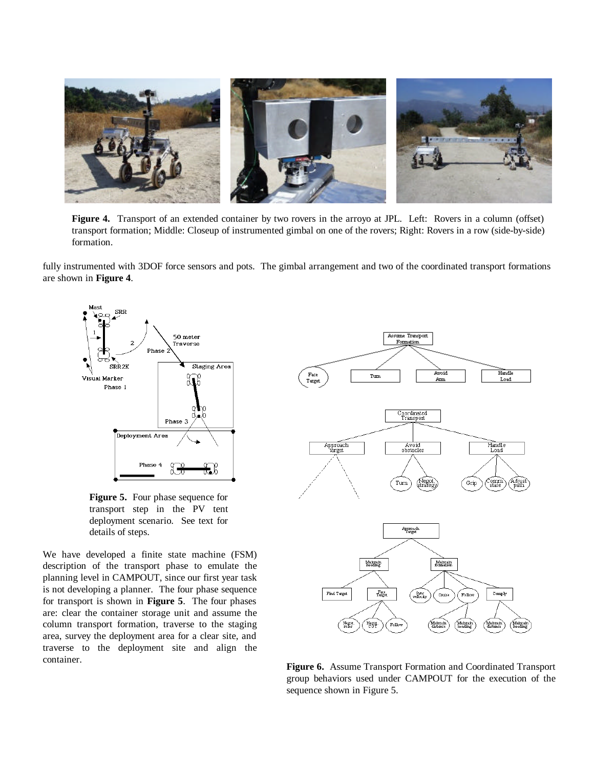**Figure 4.** Transport of an extended container by two rovers in the arroyo at JPL. Left: Rovers in a column (offset) transport formation; Middle: Closeup of instrumented gimbal on one of the rovers; Right: Rovers in a row (side-by-side) formation.

fully instrumented with 3DOF force sensors and pots. The gimbal arrangement and two of the coordinated transport formations are shown in **Figure 4**.

**Figure 5.** Four phase sequence for transport step in the PV tent deployment scenario. See text for details of steps.

We have developed a finite state machine (FSM) description of the transport phase to emulate the planning level in CAMPOUT, since our first year task is not developing a planner. The four phase sequence for transport is shown in **Figure 5**. The four phases are: clear the container storage unit and assume the column transport formation, traverse to the staging area, survey the deployment area for a clear site, and traverse to the deployment site and align the container.

**Figure 6.** Assume Transport Formation and Coordinated Transport group behaviors used under CAMPOUT for the execution of the sequence shown in Figure 5.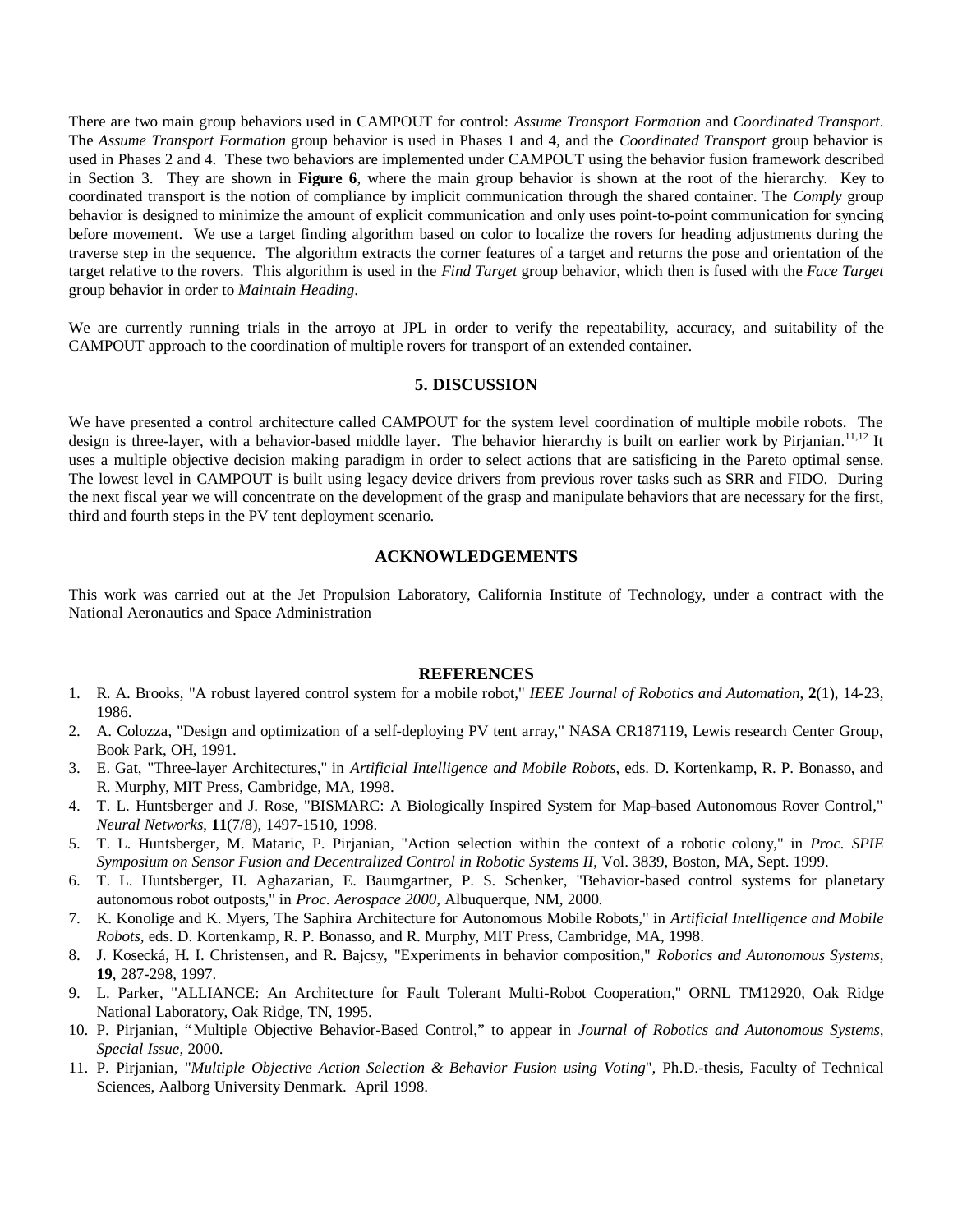There are two main group behaviors used in CAMPOUT for control: *Assume Transport Formation* and *Coordinated Transport*. The *Assume Transport Formation* group behavior is used in Phases 1 and 4, and the *Coordinated Transport* group behavior is used in Phases 2 and 4. These two behaviors are implemented under CAMPOUT using the behavior fusion framework described in Section 3. They are shown in **Figure 6**, where the main group behavior is shown at the root of the hierarchy. Key to coordinated transport is the notion of compliance by implicit communication through the shared container. The *Comply* group behavior is designed to minimize the amount of explicit communication and only uses point-to-point communication for syncing before movement. We use a target finding algorithm based on color to localize the rovers for heading adjustments during the traverse step in the sequence. The algorithm extracts the corner features of a target and returns the pose and orientation of the target relative to the rovers. This algorithm is used in the *Find Target* group behavior, which then is fused with the *Face Target* group behavior in order to *Maintain Heading*.

We are currently running trials in the arroyo at JPL in order to verify the repeatability, accuracy, and suitability of the CAMPOUT approach to the coordination of multiple rovers for transport of an extended container.

## 5. DISCUSSION

We have presented a control architecture called CAMPOUT for the system level coordination of multiple mobile robots. The design is three-layer, with a behavior-based middle layer. The behavior hierarchy is built on earlier work by Pirjanian.[11,12] It uses a multiple objective decision making paradigm in order to select actions that are satisficing in the Pareto optimal sense. The lowest level in CAMPOUT is built using legacy device drivers from previous rover tasks such as SRR and FIDO. During the next fiscal year we will concentrate on the development of the grasp and manipulate behaviors that are necessary for the first, third and fourth steps in the PV tent deployment scenario.

## ACKNOWLEDGEMENTS

This work was carried out at the Jet Propulsion Laboratory, California Institute of Technology, under a contract with the National Aeronautics and Space Administration

## REFERENCES

1. R. A. Brooks, "A robust layered control system for a mobile robot," *IEEE Journal of Robotics and Automation*, **2**(1), 14-23, 1986.
2. A. Colozza, "Design and optimization of a self-deploying PV tent array," NASA CR187119, Lewis research Center Group, Book Park, OH, 1991.
3. E. Gat, "Three-layer Architectures," in *Artificial Intelligence and Mobile Robots*, eds. D. Kortenkamp, R. P. Bonasso, and R. Murphy, MIT Press, Cambridge, MA, 1998.
4. T. L. Huntsberger and J. Rose, "BISMARC: A Biologically Inspired System for Map-based Autonomous Rover Control," *Neural Networks*, **11**(7/8), 1497-1510, 1998.
5. T. L. Huntsberger, M. Mataric, P. Pirjanian, "Action selection within the context of a robotic colony," in *Proc. SPIE Symposium on Sensor Fusion and Decentralized Control in Robotic Systems II*, Vol. 3839, Boston, MA, Sept. 1999.
6. T. L. Huntsberger, H. Aghazarian, E. Baumgartner, P. S. Schenker, "Behavior-based control systems for planetary autonomous robot outposts," in *Proc. Aerospace 2000*, Albuquerque, NM, 2000.
7. K. Konolige and K. Myers, The Saphira Architecture for Autonomous Mobile Robots," in *Artificial Intelligence and Mobile Robots*, eds. D. Kortenkamp, R. P. Bonasso, and R. Murphy, MIT Press, Cambridge, MA, 1998.
8. J. Kosecká, H. I. Christensen, and R. Bajcsy, "Experiments in behavior composition," *Robotics and Autonomous Systems*, **19**, 287-298, 1997.
9. L. Parker, "ALLIANCE: An Architecture for Fault Tolerant Multi-Robot Cooperation," ORNL TM12920, Oak Ridge National Laboratory, Oak Ridge, TN, 1995.
10. P. Pirjanian, "Multiple Objective Behavior-Based Control," to appear in *Journal of Robotics and Autonomous Systems, Special Issue*, 2000.
11. P. Pirjanian, "*Multiple Objective Action Selection & Behavior Fusion using Voting*", Ph.D.-thesis, Faculty of Technical Sciences, Aalborg University Denmark. April 1998.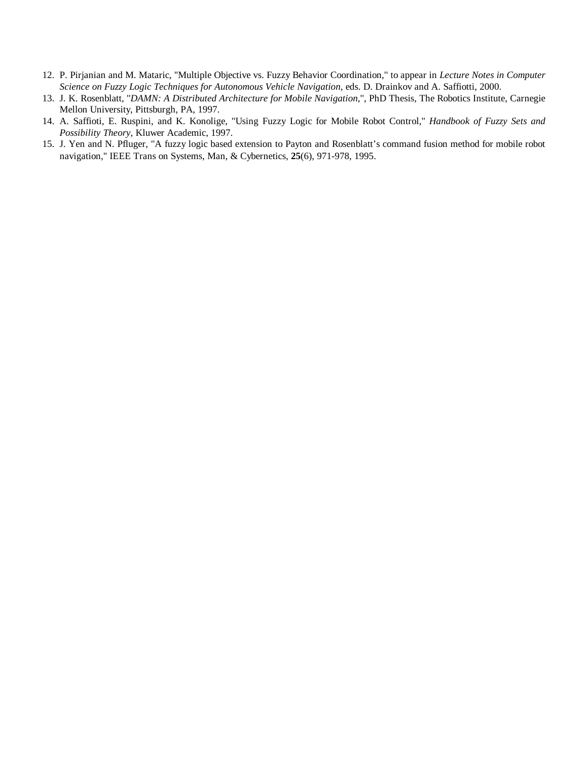12. P. Pirjanian and M. Mataric, "Multiple Objective vs. Fuzzy Behavior Coordination," to appear in *Lecture Notes in Computer Science on Fuzzy Logic Techniques for Autonomous Vehicle Navigation*, eds. D. Drainkov and A. Saffiotti, 2000.
13. J. K. Rosenblatt, "*DAMN: A Distributed Architecture for Mobile Navigation*,", PhD Thesis, The Robotics Institute, Carnegie Mellon University, Pittsburgh, PA, 1997.
14. A. Saffioti, E. Ruspini, and K. Konolige, "Using Fuzzy Logic for Mobile Robot Control," *Handbook of Fuzzy Sets and Possibility Theory*, Kluwer Academic, 1997.
15. J. Yen and N. Pfluger, "A fuzzy logic based extension to Payton and Rosenblatt's command fusion method for mobile robot navigation," IEEE Trans on Systems, Man, & Cybernetics, **25**(6), 971-978, 1995.